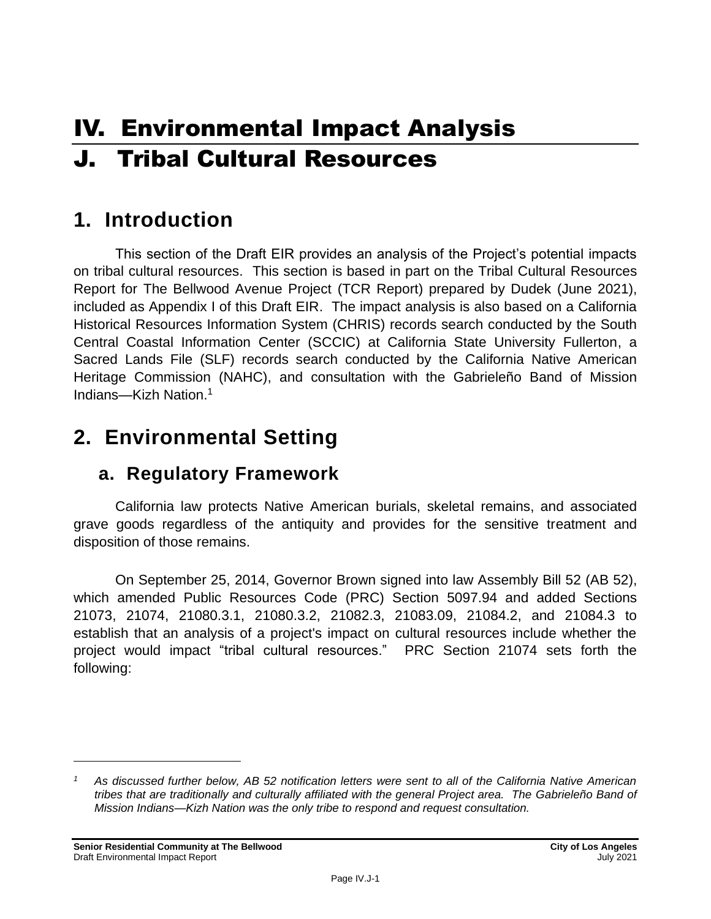# IV. Environmental Impact Analysis

# J. Tribal Cultural Resources

## 1. Introduction

This section of the Draft EIR provides an analysis of the Project's potential impacts on tribal cultural resources. This section is based in part on the Tribal Cultural Resources Report for The Bellwood Avenue Project (TCR Report) prepared by Dudek (June 2021), included as Appendix I of this Draft EIR. The impact analysis is also based on a California Historical Resources Information System (CHRIS) records search conducted by the South Central Coastal Information Center (SCCIC) at California State University Fullerton, a Sacred Lands File (SLF) records search conducted by the California Native American Heritage Commission (NAHC), and consultation with the Gabrieleño Band of Mission Indians—Kizh Nation.[1]

## 2. Environmental Setting

### a. Regulatory Framework

California law protects Native American burials, skeletal remains, and associated grave goods regardless of the antiquity and provides for the sensitive treatment and disposition of those remains.

On September 25, 2014, Governor Brown signed into law Assembly Bill 52 (AB 52), which amended Public Resources Code (PRC) Section 5097.94 and added Sections 21073, 21074, 21080.3.1, 21080.3.2, 21082.3, 21083.09, 21084.2, and 21084.3 to establish that an analysis of a project's impact on cultural resources include whether the project would impact "tribal cultural resources." PRC Section 21074 sets forth the following:

---

[1] *As discussed further below, AB 52 notification letters were sent to all of the California Native American tribes that are traditionally and culturally affiliated with the general Project area. The Gabrieleño Band of Mission Indians—Kizh Nation was the only tribe to respond and request consultation.*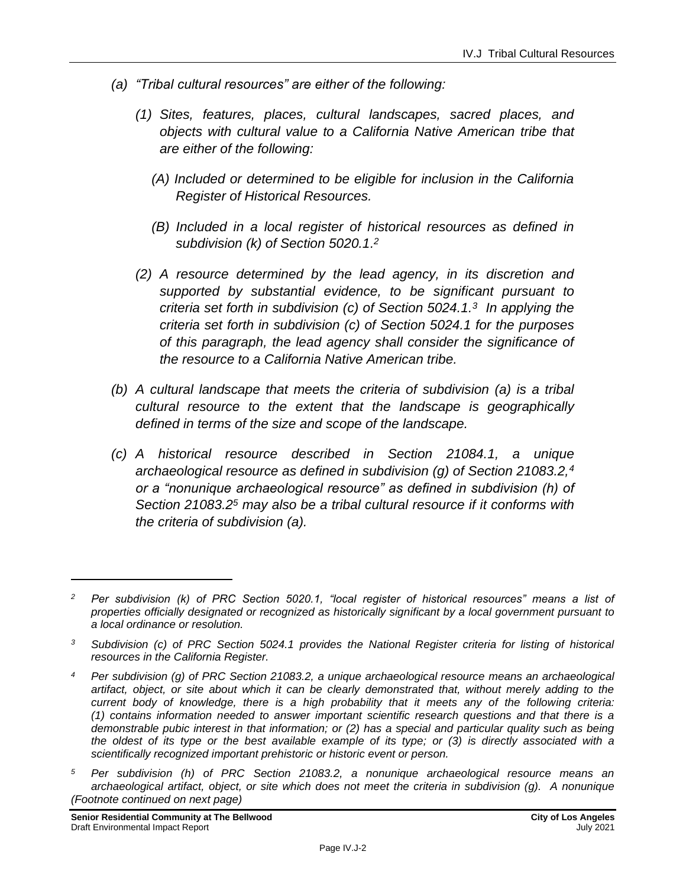*(a) "Tribal cultural resources" are either of the following:*

*(1) Sites, features, places, cultural landscapes, sacred places, and objects with cultural value to a California Native American tribe that are either of the following:*

*(A) Included or determined to be eligible for inclusion in the California Register of Historical Resources.*

*(B) Included in a local register of historical resources as defined in subdivision (k) of Section 5020.1.[2]*

*(2) A resource determined by the lead agency, in its discretion and supported by substantial evidence, to be significant pursuant to criteria set forth in subdivision (c) of Section 5024.1.[3] In applying the criteria set forth in subdivision (c) of Section 5024.1 for the purposes of this paragraph, the lead agency shall consider the significance of the resource to a California Native American tribe.*

*(b) A cultural landscape that meets the criteria of subdivision (a) is a tribal cultural resource to the extent that the landscape is geographically defined in terms of the size and scope of the landscape.*

*(c) A historical resource described in Section 21084.1, a unique archaeological resource as defined in subdivision (g) of Section 21083.2,[4] or a "nonunique archaeological resource" as defined in subdivision (h) of Section 21083.2[5] may also be a tribal cultural resource if it conforms with the criteria of subdivision (a).*

---

[2] *Per subdivision (k) of PRC Section 5020.1, "local register of historical resources" means a list of properties officially designated or recognized as historically significant by a local government pursuant to a local ordinance or resolution.*

[3] *Subdivision (c) of PRC Section 5024.1 provides the National Register criteria for listing of historical resources in the California Register.*

[4] *Per subdivision (g) of PRC Section 21083.2, a unique archaeological resource means an archaeological artifact, object, or site about which it can be clearly demonstrated that, without merely adding to the current body of knowledge, there is a high probability that it meets any of the following criteria: (1) contains information needed to answer important scientific research questions and that there is a demonstrable pubic interest in that information; or (2) has a special and particular quality such as being the oldest of its type or the best available example of its type; or (3) is directly associated with a scientifically recognized important prehistoric or historic event or person.*

[5] *Per subdivision (h) of PRC Section 21083.2, a nonunique archaeological resource means an archaeological artifact, object, or site which does not meet the criteria in subdivision (g). A nonunique*
*(Footnote continued on next page)*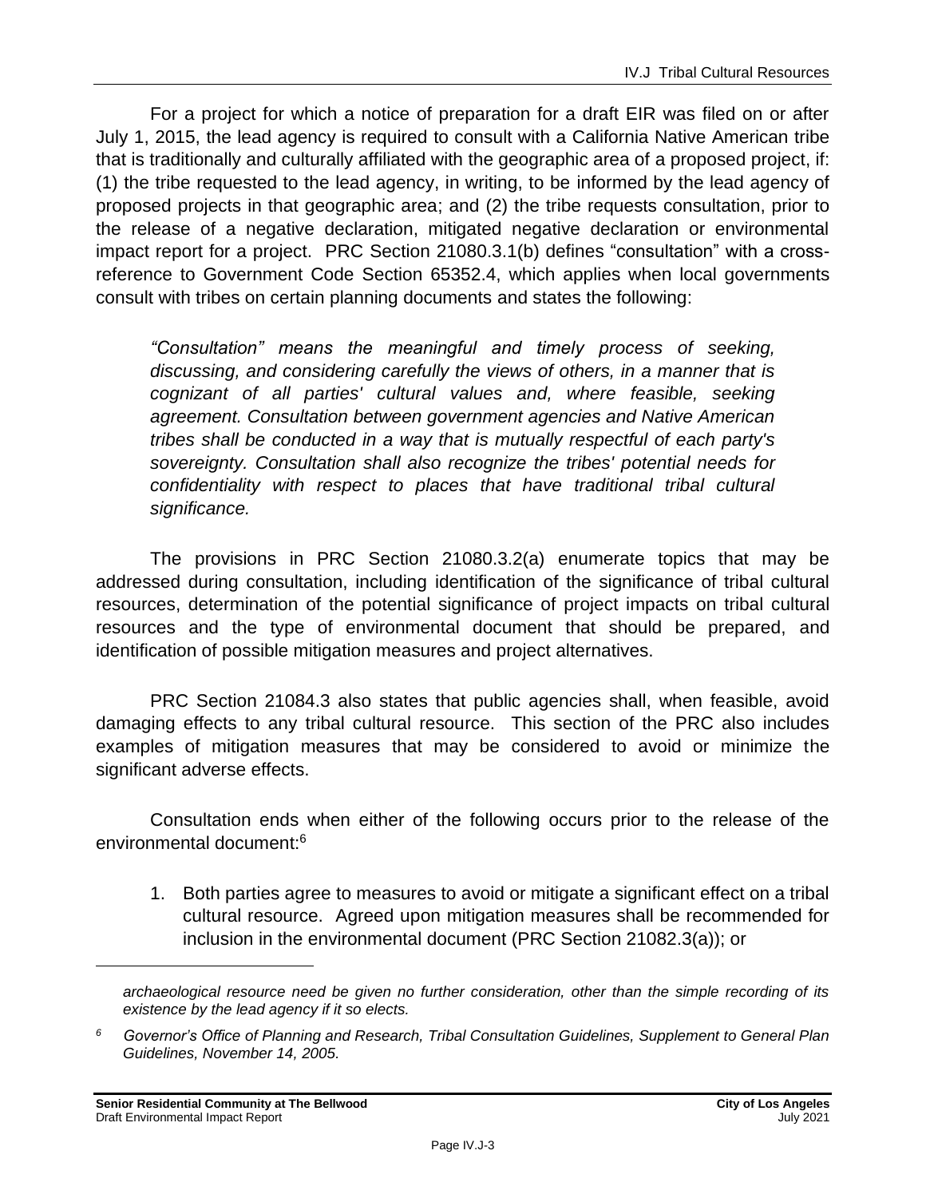For a project for which a notice of preparation for a draft EIR was filed on or after July 1, 2015, the lead agency is required to consult with a California Native American tribe that is traditionally and culturally affiliated with the geographic area of a proposed project, if: (1) the tribe requested to the lead agency, in writing, to be informed by the lead agency of proposed projects in that geographic area; and (2) the tribe requests consultation, prior to the release of a negative declaration, mitigated negative declaration or environmental impact report for a project. PRC Section 21080.3.1(b) defines "consultation" with a cross-reference to Government Code Section 65352.4, which applies when local governments consult with tribes on certain planning documents and states the following:

> *"Consultation" means the meaningful and timely process of seeking, discussing, and considering carefully the views of others, in a manner that is cognizant of all parties' cultural values and, where feasible, seeking agreement. Consultation between government agencies and Native American tribes shall be conducted in a way that is mutually respectful of each party's sovereignty. Consultation shall also recognize the tribes' potential needs for confidentiality with respect to places that have traditional tribal cultural significance.*

The provisions in PRC Section 21080.3.2(a) enumerate topics that may be addressed during consultation, including identification of the significance of tribal cultural resources, determination of the potential significance of project impacts on tribal cultural resources and the type of environmental document that should be prepared, and identification of possible mitigation measures and project alternatives.

PRC Section 21084.3 also states that public agencies shall, when feasible, avoid damaging effects to any tribal cultural resource. This section of the PRC also includes examples of mitigation measures that may be considered to avoid or minimize the significant adverse effects.

Consultation ends when either of the following occurs prior to the release of the environmental document:[6]

1. Both parties agree to measures to avoid or mitigate a significant effect on a tribal cultural resource. Agreed upon mitigation measures shall be recommended for inclusion in the environmental document (PRC Section 21082.3(a)); or

---

*archaeological resource need be given no further consideration, other than the simple recording of its existence by the lead agency if it so elects.*

[6] *Governor's Office of Planning and Research, Tribal Consultation Guidelines, Supplement to General Plan Guidelines, November 14, 2005.*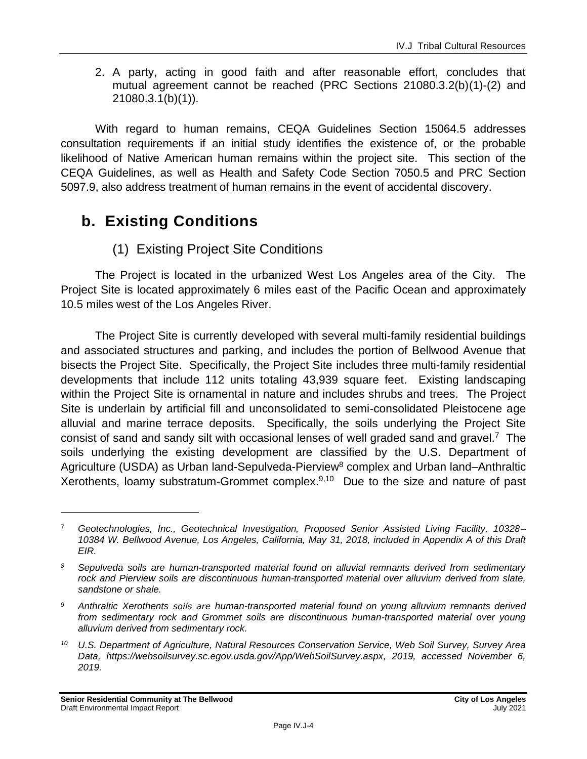2. A party, acting in good faith and after reasonable effort, concludes that mutual agreement cannot be reached (PRC Sections 21080.3.2(b)(1)-(2) and 21080.3.1(b)(1)).

With regard to human remains, CEQA Guidelines Section 15064.5 addresses consultation requirements if an initial study identifies the existence of, or the probable likelihood of Native American human remains within the project site. This section of the CEQA Guidelines, as well as Health and Safety Code Section 7050.5 and PRC Section 5097.9, also address treatment of human remains in the event of accidental discovery.

## b. Existing Conditions

### (1) Existing Project Site Conditions

The Project is located in the urbanized West Los Angeles area of the City. The Project Site is located approximately 6 miles east of the Pacific Ocean and approximately 10.5 miles west of the Los Angeles River.

The Project Site is currently developed with several multi-family residential buildings and associated structures and parking, and includes the portion of Bellwood Avenue that bisects the Project Site. Specifically, the Project Site includes three multi-family residential developments that include 112 units totaling 43,939 square feet. Existing landscaping within the Project Site is ornamental in nature and includes shrubs and trees. The Project Site is underlain by artificial fill and unconsolidated to semi-consolidated Pleistocene age alluvial and marine terrace deposits. Specifically, the soils underlying the Project Site consist of sand and sandy silt with occasional lenses of well graded sand and gravel.[7] The soils underlying the existing development are classified by the U.S. Department of Agriculture (USDA) as Urban land-Sepulveda-Pierview[8] complex and Urban land–Anthraltic Xerothents, loamy substratum-Grommet complex.[9,10] Due to the size and nature of past

---

[7] *Geotechnologies, Inc., Geotechnical Investigation, Proposed Senior Assisted Living Facility, 10328–10384 W. Bellwood Avenue, Los Angeles, California, May 31, 2018, included in Appendix A of this Draft EIR.*

[8] *Sepulveda soils are human-transported material found on alluvial remnants derived from sedimentary rock and Pierview soils are discontinuous human-transported material over alluvium derived from slate, sandstone or shale.*

[9] *Anthraltic Xerothents soils are human-transported material found on young alluvium remnants derived from sedimentary rock and Grommet soils are discontinuous human-transported material over young alluvium derived from sedimentary rock.*

[10] *U.S. Department of Agriculture, Natural Resources Conservation Service, Web Soil Survey, Survey Area Data, https://websoilsurvey.sc.egov.usda.gov/App/WebSoilSurvey.aspx, 2019, accessed November 6, 2019.*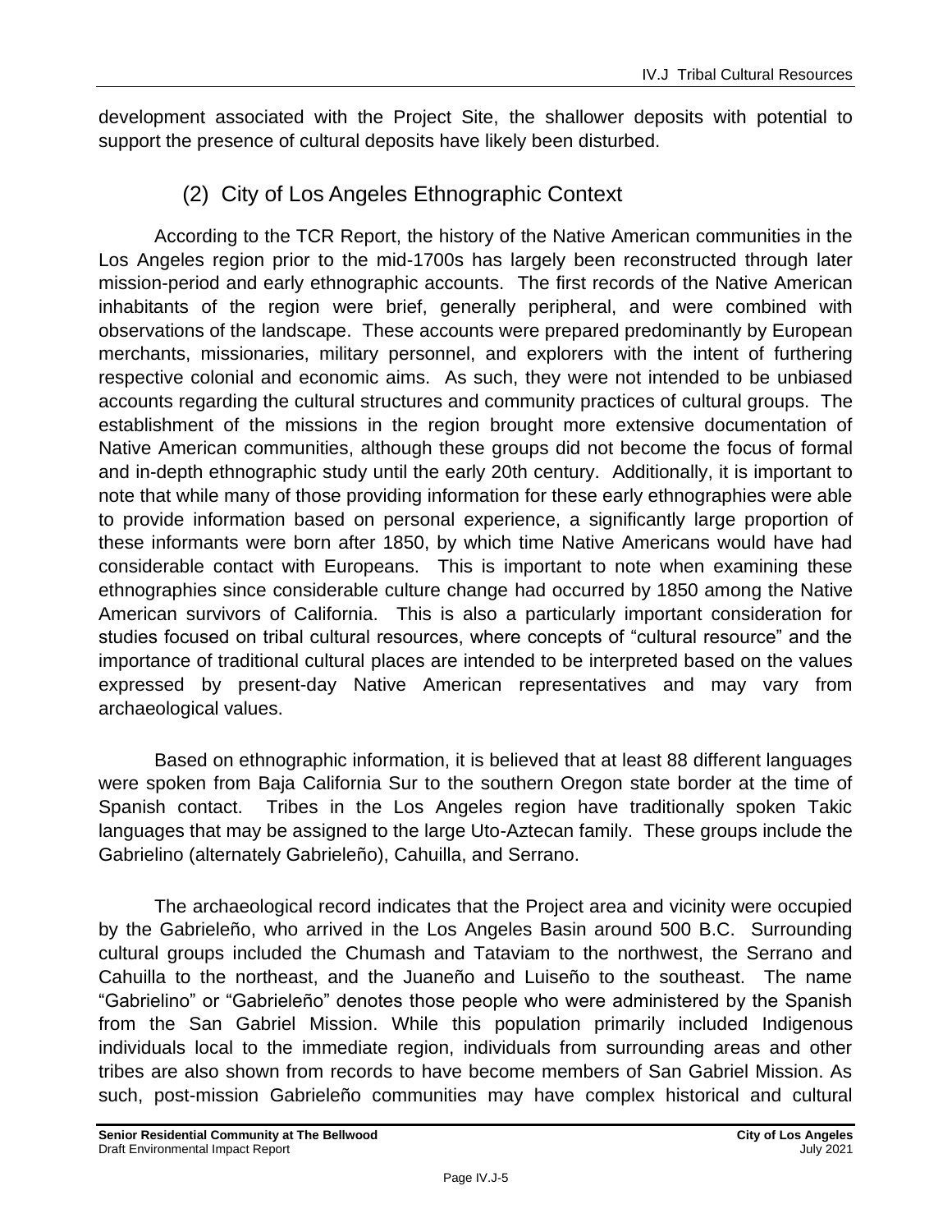development associated with the Project Site, the shallower deposits with potential to support the presence of cultural deposits have likely been disturbed.

### (2) City of Los Angeles Ethnographic Context

According to the TCR Report, the history of the Native American communities in the Los Angeles region prior to the mid-1700s has largely been reconstructed through later mission-period and early ethnographic accounts. The first records of the Native American inhabitants of the region were brief, generally peripheral, and were combined with observations of the landscape. These accounts were prepared predominantly by European merchants, missionaries, military personnel, and explorers with the intent of furthering respective colonial and economic aims. As such, they were not intended to be unbiased accounts regarding the cultural structures and community practices of cultural groups. The establishment of the missions in the region brought more extensive documentation of Native American communities, although these groups did not become the focus of formal and in-depth ethnographic study until the early 20th century. Additionally, it is important to note that while many of those providing information for these early ethnographies were able to provide information based on personal experience, a significantly large proportion of these informants were born after 1850, by which time Native Americans would have had considerable contact with Europeans. This is important to note when examining these ethnographies since considerable culture change had occurred by 1850 among the Native American survivors of California. This is also a particularly important consideration for studies focused on tribal cultural resources, where concepts of "cultural resource" and the importance of traditional cultural places are intended to be interpreted based on the values expressed by present-day Native American representatives and may vary from archaeological values.

Based on ethnographic information, it is believed that at least 88 different languages were spoken from Baja California Sur to the southern Oregon state border at the time of Spanish contact. Tribes in the Los Angeles region have traditionally spoken Takic languages that may be assigned to the large Uto-Aztecan family. These groups include the Gabrielino (alternately Gabrieleño), Cahuilla, and Serrano.

The archaeological record indicates that the Project area and vicinity were occupied by the Gabrieleño, who arrived in the Los Angeles Basin around 500 B.C. Surrounding cultural groups included the Chumash and Tataviam to the northwest, the Serrano and Cahuilla to the northeast, and the Juaneño and Luiseño to the southeast. The name "Gabrielino" or "Gabrieleño" denotes those people who were administered by the Spanish from the San Gabriel Mission. While this population primarily included Indigenous individuals local to the immediate region, individuals from surrounding areas and other tribes are also shown from records to have become members of San Gabriel Mission. As such, post-mission Gabrieleño communities may have complex historical and cultural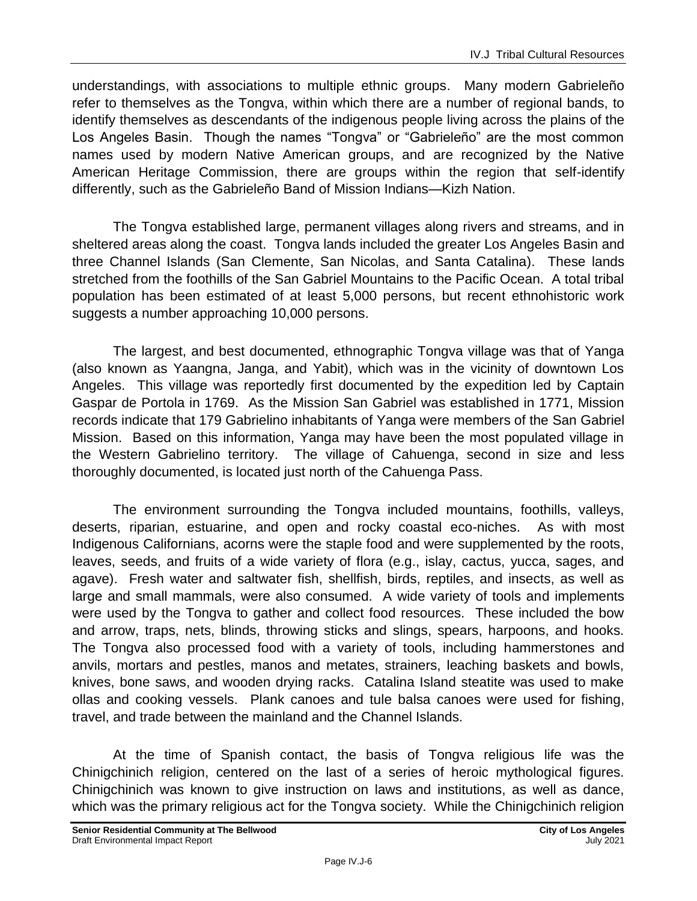understandings, with associations to multiple ethnic groups. Many modern Gabrieleño refer to themselves as the Tongva, within which there are a number of regional bands, to identify themselves as descendants of the indigenous people living across the plains of the Los Angeles Basin. Though the names "Tongva" or "Gabrieleño" are the most common names used by modern Native American groups, and are recognized by the Native American Heritage Commission, there are groups within the region that self-identify differently, such as the Gabrieleño Band of Mission Indians—Kizh Nation.

The Tongva established large, permanent villages along rivers and streams, and in sheltered areas along the coast. Tongva lands included the greater Los Angeles Basin and three Channel Islands (San Clemente, San Nicolas, and Santa Catalina). These lands stretched from the foothills of the San Gabriel Mountains to the Pacific Ocean. A total tribal population has been estimated of at least 5,000 persons, but recent ethnohistoric work suggests a number approaching 10,000 persons.

The largest, and best documented, ethnographic Tongva village was that of Yanga (also known as Yaangna, Janga, and Yabit), which was in the vicinity of downtown Los Angeles. This village was reportedly first documented by the expedition led by Captain Gaspar de Portola in 1769. As the Mission San Gabriel was established in 1771, Mission records indicate that 179 Gabrielino inhabitants of Yanga were members of the San Gabriel Mission. Based on this information, Yanga may have been the most populated village in the Western Gabrielino territory. The village of Cahuenga, second in size and less thoroughly documented, is located just north of the Cahuenga Pass.

The environment surrounding the Tongva included mountains, foothills, valleys, deserts, riparian, estuarine, and open and rocky coastal eco-niches. As with most Indigenous Californians, acorns were the staple food and were supplemented by the roots, leaves, seeds, and fruits of a wide variety of flora (e.g., islay, cactus, yucca, sages, and agave). Fresh water and saltwater fish, shellfish, birds, reptiles, and insects, as well as large and small mammals, were also consumed. A wide variety of tools and implements were used by the Tongva to gather and collect food resources. These included the bow and arrow, traps, nets, blinds, throwing sticks and slings, spears, harpoons, and hooks. The Tongva also processed food with a variety of tools, including hammerstones and anvils, mortars and pestles, manos and metates, strainers, leaching baskets and bowls, knives, bone saws, and wooden drying racks. Catalina Island steatite was used to make ollas and cooking vessels. Plank canoes and tule balsa canoes were used for fishing, travel, and trade between the mainland and the Channel Islands.

At the time of Spanish contact, the basis of Tongva religious life was the Chinigchinich religion, centered on the last of a series of heroic mythological figures. Chinigchinich was known to give instruction on laws and institutions, as well as dance, which was the primary religious act for the Tongva society. While the Chinigchinich religion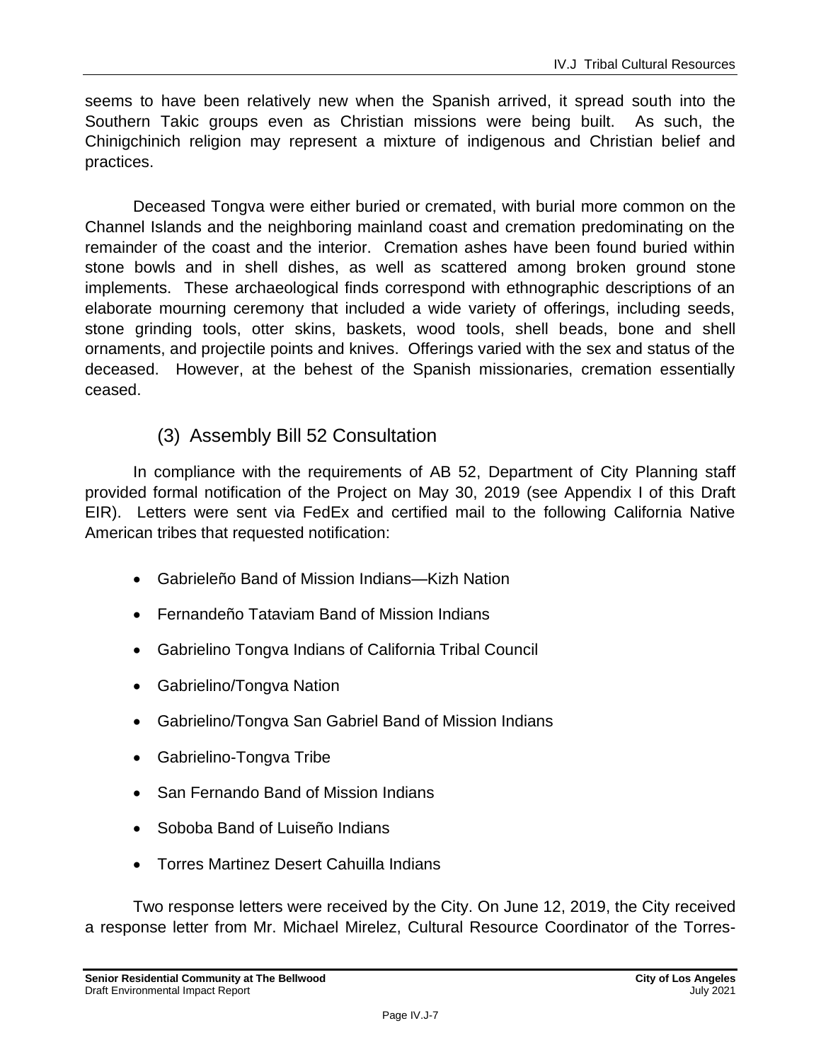seems to have been relatively new when the Spanish arrived, it spread south into the Southern Takic groups even as Christian missions were being built. As such, the Chinigchinich religion may represent a mixture of indigenous and Christian belief and practices.

Deceased Tongva were either buried or cremated, with burial more common on the Channel Islands and the neighboring mainland coast and cremation predominating on the remainder of the coast and the interior. Cremation ashes have been found buried within stone bowls and in shell dishes, as well as scattered among broken ground stone implements. These archaeological finds correspond with ethnographic descriptions of an elaborate mourning ceremony that included a wide variety of offerings, including seeds, stone grinding tools, otter skins, baskets, wood tools, shell beads, bone and shell ornaments, and projectile points and knives. Offerings varied with the sex and status of the deceased. However, at the behest of the Spanish missionaries, cremation essentially ceased.

### (3) Assembly Bill 52 Consultation

In compliance with the requirements of AB 52, Department of City Planning staff provided formal notification of the Project on May 30, 2019 (see Appendix I of this Draft EIR). Letters were sent via FedEx and certified mail to the following California Native American tribes that requested notification:

- Gabrieleño Band of Mission Indians—Kizh Nation
- Fernandeño Tataviam Band of Mission Indians
- Gabrielino Tongva Indians of California Tribal Council
- Gabrielino/Tongva Nation
- Gabrielino/Tongva San Gabriel Band of Mission Indians
- Gabrielino-Tongva Tribe
- San Fernando Band of Mission Indians
- Soboba Band of Luiseño Indians
- Torres Martinez Desert Cahuilla Indians

Two response letters were received by the City. On June 12, 2019, the City received a response letter from Mr. Michael Mirelez, Cultural Resource Coordinator of the Torres-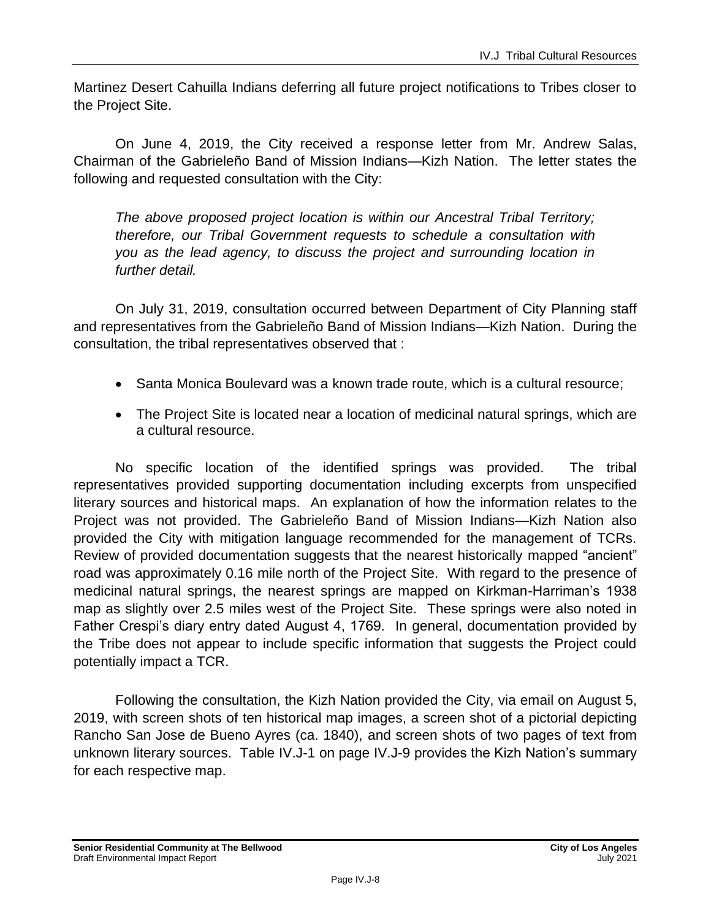Martinez Desert Cahuilla Indians deferring all future project notifications to Tribes closer to the Project Site.

On June 4, 2019, the City received a response letter from Mr. Andrew Salas, Chairman of the Gabrieleño Band of Mission Indians—Kizh Nation. The letter states the following and requested consultation with the City:

> *The above proposed project location is within our Ancestral Tribal Territory; therefore, our Tribal Government requests to schedule a consultation with you as the lead agency, to discuss the project and surrounding location in further detail.*

On July 31, 2019, consultation occurred between Department of City Planning staff and representatives from the Gabrieleño Band of Mission Indians—Kizh Nation. During the consultation, the tribal representatives observed that :

- Santa Monica Boulevard was a known trade route, which is a cultural resource;
- The Project Site is located near a location of medicinal natural springs, which are a cultural resource.

No specific location of the identified springs was provided. The tribal representatives provided supporting documentation including excerpts from unspecified literary sources and historical maps. An explanation of how the information relates to the Project was not provided. The Gabrieleño Band of Mission Indians—Kizh Nation also provided the City with mitigation language recommended for the management of TCRs. Review of provided documentation suggests that the nearest historically mapped "ancient" road was approximately 0.16 mile north of the Project Site. With regard to the presence of medicinal natural springs, the nearest springs are mapped on Kirkman-Harriman's 1938 map as slightly over 2.5 miles west of the Project Site. These springs were also noted in Father Crespi's diary entry dated August 4, 1769. In general, documentation provided by the Tribe does not appear to include specific information that suggests the Project could potentially impact a TCR.

Following the consultation, the Kizh Nation provided the City, via email on August 5, 2019, with screen shots of ten historical map images, a screen shot of a pictorial depicting Rancho San Jose de Bueno Ayres (ca. 1840), and screen shots of two pages of text from unknown literary sources. Table IV.J-1 on page IV.J-9 provides the Kizh Nation's summary for each respective map.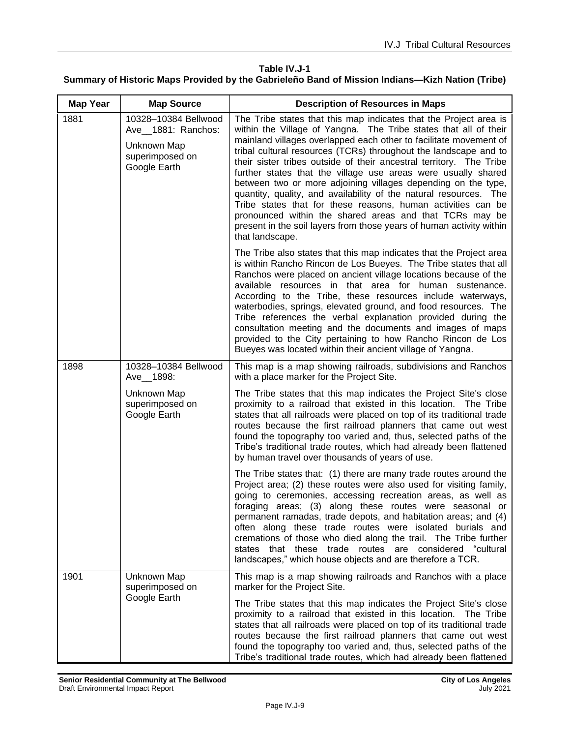**Table IV.J-1**
**Summary of Historic Maps Provided by the Gabrieleño Band of Mission Indians—Kizh Nation (Tribe)**

| Map Year | Map Source | Description of Resources in Maps |
|---|---|---|
| 1881 | 10328–10384 Bellwood Ave__1881: Ranchos:<br><br>Unknown Map superimposed on Google Earth | The Tribe states that this map indicates that the Project area is within the Village of Yangna. The Tribe states that all of their mainland villages overlapped each other to facilitate movement of tribal cultural resources (TCRs) throughout the landscape and to their sister tribes outside of their ancestral territory. The Tribe further states that the village use areas were usually shared between two or more adjoining villages depending on the type, quantity, quality, and availability of the natural resources. The Tribe states that for these reasons, human activities can be pronounced within the shared areas and that TCRs may be present in the soil layers from those years of human activity within that landscape.<br><br>The Tribe also states that this map indicates that the Project area is within Rancho Rincon de Los Bueyes. The Tribe states that all Ranchos were placed on ancient village locations because of the available resources in that area for human sustenance. According to the Tribe, these resources include waterways, waterbodies, springs, elevated ground, and food resources. The Tribe references the verbal explanation provided during the consultation meeting and the documents and images of maps provided to the City pertaining to how Rancho Rincon de Los Bueyes was located within their ancient village of Yangna. |
| 1898 | 10328–10384 Bellwood Ave__1898:<br><br>Unknown Map superimposed on Google Earth | This map is a map showing railroads, subdivisions and Ranchos with a place marker for the Project Site.<br><br>The Tribe states that this map indicates the Project Site's close proximity to a railroad that existed in this location. The Tribe states that all railroads were placed on top of its traditional trade routes because the first railroad planners that came out west found the topography too varied and, thus, selected paths of the Tribe's traditional trade routes, which had already been flattened by human travel over thousands of years of use.<br><br>The Tribe states that: (1) there are many trade routes around the Project area; (2) these routes were also used for visiting family, going to ceremonies, accessing recreation areas, as well as foraging areas; (3) along these routes were seasonal or permanent ramadas, trade depots, and habitation areas; and (4) often along these trade routes were isolated burials and cremations of those who died along the trail. The Tribe further states that these trade routes are considered "cultural landscapes," which house objects and are therefore a TCR. |
| 1901 | Unknown Map superimposed on Google Earth | This map is a map showing railroads and Ranchos with a place marker for the Project Site.<br><br>The Tribe states that this map indicates the Project Site's close proximity to a railroad that existed in this location. The Tribe states that all railroads were placed on top of its traditional trade routes because the first railroad planners that came out west found the topography too varied and, thus, selected paths of the Tribe's traditional trade routes, which had already been flattened |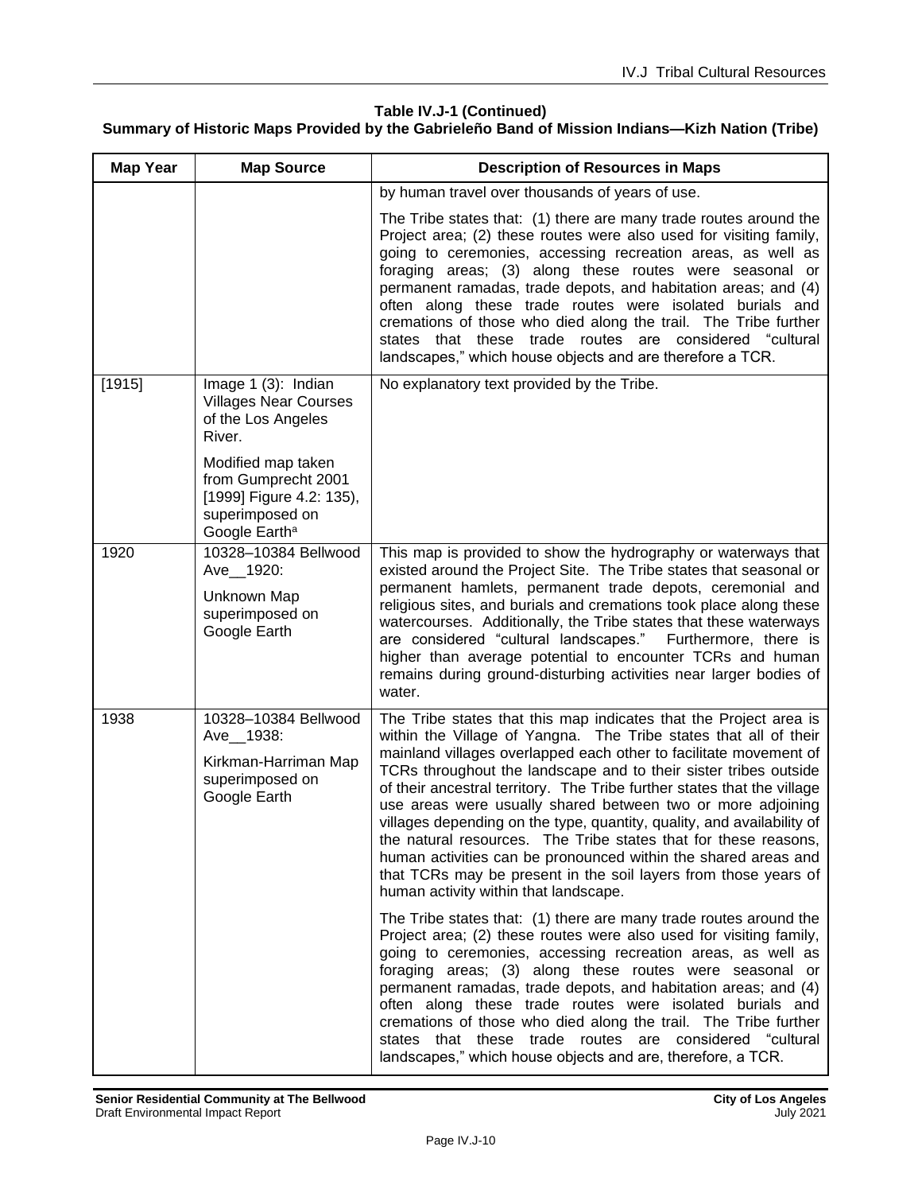**Table IV.J-1 (Continued)**
**Summary of Historic Maps Provided by the Gabrieleño Band of Mission Indians—Kizh Nation (Tribe)**

| Map Year | Map Source | Description of Resources in Maps |
|---|---|---|
| | | by human travel over thousands of years of use.<br><br>The Tribe states that: (1) there are many trade routes around the Project area; (2) these routes were also used for visiting family, going to ceremonies, accessing recreation areas, as well as foraging areas; (3) along these routes were seasonal or permanent ramadas, trade depots, and habitation areas; and (4) often along these trade routes were isolated burials and cremations of those who died along the trail. The Tribe further states that these trade routes are considered "cultural landscapes," which house objects and are therefore a TCR. |
| [1915] | Image 1 (3): Indian Villages Near Courses of the Los Angeles River.<br><br>Modified map taken from Gumprecht 2001 [1999] Figure 4.2: 135), superimposed on Google Earth[a] | No explanatory text provided by the Tribe. |
| 1920 | 10328–10384 Bellwood Ave__1920:<br><br>Unknown Map superimposed on Google Earth | This map is provided to show the hydrography or waterways that existed around the Project Site. The Tribe states that seasonal or permanent hamlets, permanent trade depots, ceremonial and religious sites, and burials and cremations took place along these watercourses. Additionally, the Tribe states that these waterways are considered "cultural landscapes." Furthermore, there is higher than average potential to encounter TCRs and human remains during ground-disturbing activities near larger bodies of water. |
| 1938 | 10328–10384 Bellwood Ave__1938:<br><br>Kirkman-Harriman Map superimposed on Google Earth | The Tribe states that this map indicates that the Project area is within the Village of Yangna. The Tribe states that all of their mainland villages overlapped each other to facilitate movement of TCRs throughout the landscape and to their sister tribes outside of their ancestral territory. The Tribe further states that the village use areas were usually shared between two or more adjoining villages depending on the type, quantity, quality, and availability of the natural resources. The Tribe states that for these reasons, human activities can be pronounced within the shared areas and that TCRs may be present in the soil layers from those years of human activity within that landscape.<br><br>The Tribe states that: (1) there are many trade routes around the Project area; (2) these routes were also used for visiting family, going to ceremonies, accessing recreation areas, as well as foraging areas; (3) along these routes were seasonal or permanent ramadas, trade depots, and habitation areas; and (4) often along these trade routes were isolated burials and cremations of those who died along the trail. The Tribe further states that these trade routes are considered "cultural landscapes," which house objects and are, therefore, a TCR. |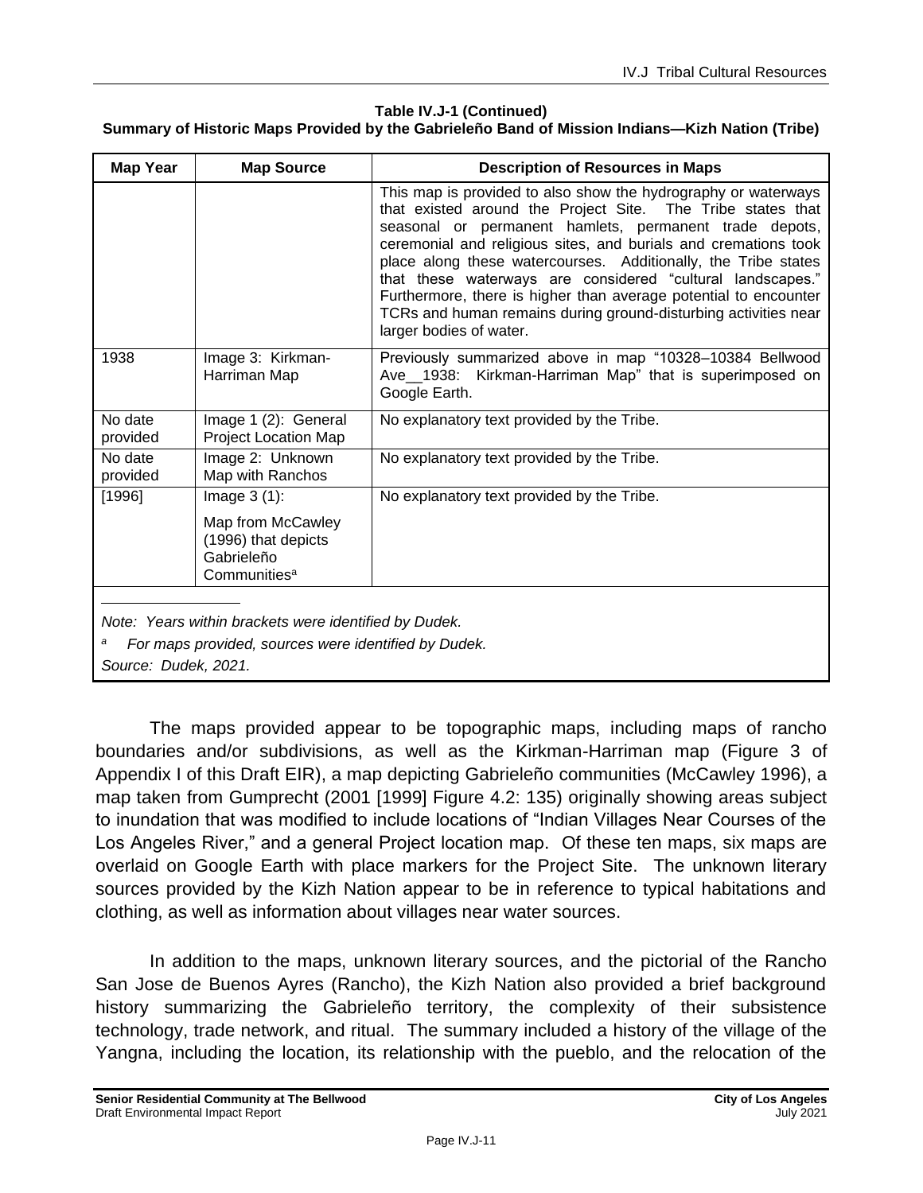**Table IV.J-1 (Continued)**
**Summary of Historic Maps Provided by the Gabrieleño Band of Mission Indians—Kizh Nation (Tribe)**

| Map Year | Map Source | Description of Resources in Maps |
|---|---|---|
| | | This map is provided to also show the hydrography or waterways that existed around the Project Site. The Tribe states that seasonal or permanent hamlets, permanent trade depots, ceremonial and religious sites, and burials and cremations took place along these watercourses. Additionally, the Tribe states that these waterways are considered "cultural landscapes." Furthermore, there is higher than average potential to encounter TCRs and human remains during ground-disturbing activities near larger bodies of water. |
| 1938 | Image 3: Kirkman-Harriman Map | Previously summarized above in map "10328–10384 Bellwood Ave__1938: Kirkman-Harriman Map" that is superimposed on Google Earth. |
| No date provided | Image 1 (2): General Project Location Map | No explanatory text provided by the Tribe. |
| No date provided | Image 2: Unknown Map with Ranchos | No explanatory text provided by the Tribe. |
| [1996] | Image 3 (1): Map from McCawley (1996) that depicts Gabrieleño Communities[a] | No explanatory text provided by the Tribe. |

*Note: Years within brackets were identified by Dudek.*

*[a] For maps provided, sources were identified by Dudek.*

*Source: Dudek, 2021.*

The maps provided appear to be topographic maps, including maps of rancho boundaries and/or subdivisions, as well as the Kirkman-Harriman map (Figure 3 of Appendix I of this Draft EIR), a map depicting Gabrieleño communities (McCawley 1996), a map taken from Gumprecht (2001 [1999] Figure 4.2: 135) originally showing areas subject to inundation that was modified to include locations of "Indian Villages Near Courses of the Los Angeles River," and a general Project location map. Of these ten maps, six maps are overlaid on Google Earth with place markers for the Project Site. The unknown literary sources provided by the Kizh Nation appear to be in reference to typical habitations and clothing, as well as information about villages near water sources.

In addition to the maps, unknown literary sources, and the pictorial of the Rancho San Jose de Buenos Ayres (Rancho), the Kizh Nation also provided a brief background history summarizing the Gabrieleño territory, the complexity of their subsistence technology, trade network, and ritual. The summary included a history of the village of the Yangna, including the location, its relationship with the pueblo, and the relocation of the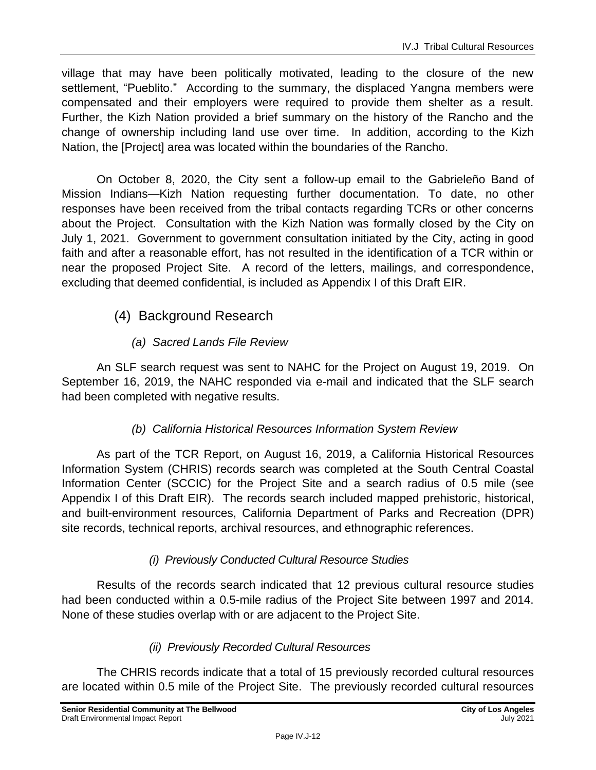village that may have been politically motivated, leading to the closure of the new settlement, "Pueblito." According to the summary, the displaced Yangna members were compensated and their employers were required to provide them shelter as a result. Further, the Kizh Nation provided a brief summary on the history of the Rancho and the change of ownership including land use over time. In addition, according to the Kizh Nation, the [Project] area was located within the boundaries of the Rancho.

On October 8, 2020, the City sent a follow-up email to the Gabrieleño Band of Mission Indians—Kizh Nation requesting further documentation. To date, no other responses have been received from the tribal contacts regarding TCRs or other concerns about the Project. Consultation with the Kizh Nation was formally closed by the City on July 1, 2021. Government to government consultation initiated by the City, acting in good faith and after a reasonable effort, has not resulted in the identification of a TCR within or near the proposed Project Site. A record of the letters, mailings, and correspondence, excluding that deemed confidential, is included as Appendix I of this Draft EIR.

### (4) Background Research

#### *(a) Sacred Lands File Review*

An SLF search request was sent to NAHC for the Project on August 19, 2019. On September 16, 2019, the NAHC responded via e-mail and indicated that the SLF search had been completed with negative results.

#### *(b) California Historical Resources Information System Review*

As part of the TCR Report, on August 16, 2019, a California Historical Resources Information System (CHRIS) records search was completed at the South Central Coastal Information Center (SCCIC) for the Project Site and a search radius of 0.5 mile (see Appendix I of this Draft EIR). The records search included mapped prehistoric, historical, and built-environment resources, California Department of Parks and Recreation (DPR) site records, technical reports, archival resources, and ethnographic references.

##### *(i) Previously Conducted Cultural Resource Studies*

Results of the records search indicated that 12 previous cultural resource studies had been conducted within a 0.5-mile radius of the Project Site between 1997 and 2014. None of these studies overlap with or are adjacent to the Project Site.

##### *(ii) Previously Recorded Cultural Resources*

The CHRIS records indicate that a total of 15 previously recorded cultural resources are located within 0.5 mile of the Project Site. The previously recorded cultural resources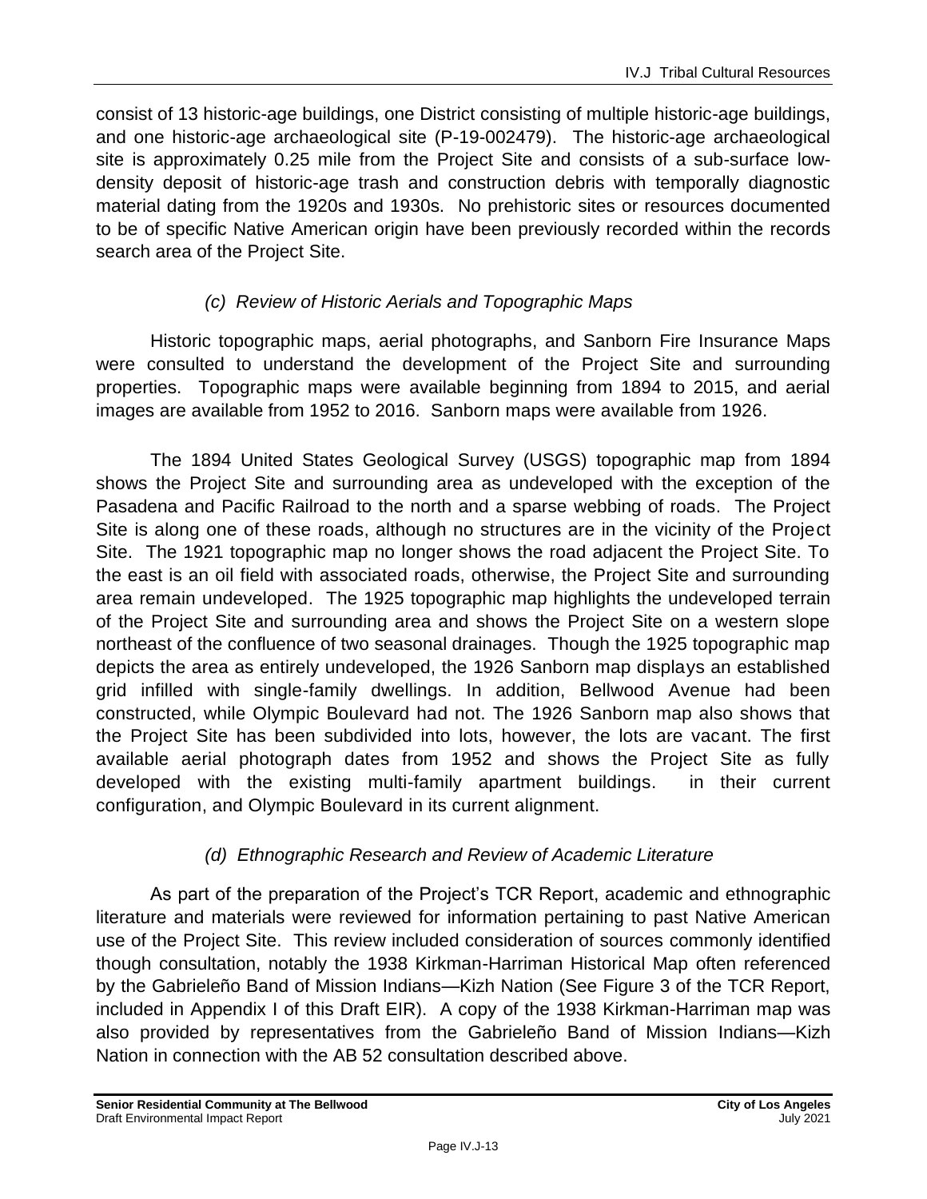consist of 13 historic-age buildings, one District consisting of multiple historic-age buildings, and one historic-age archaeological site (P-19-002479). The historic-age archaeological site is approximately 0.25 mile from the Project Site and consists of a sub-surface low-density deposit of historic-age trash and construction debris with temporally diagnostic material dating from the 1920s and 1930s. No prehistoric sites or resources documented to be of specific Native American origin have been previously recorded within the records search area of the Project Site.

*(c) Review of Historic Aerials and Topographic Maps*

Historic topographic maps, aerial photographs, and Sanborn Fire Insurance Maps were consulted to understand the development of the Project Site and surrounding properties. Topographic maps were available beginning from 1894 to 2015, and aerial images are available from 1952 to 2016. Sanborn maps were available from 1926.

The 1894 United States Geological Survey (USGS) topographic map from 1894 shows the Project Site and surrounding area as undeveloped with the exception of the Pasadena and Pacific Railroad to the north and a sparse webbing of roads. The Project Site is along one of these roads, although no structures are in the vicinity of the Project Site. The 1921 topographic map no longer shows the road adjacent the Project Site. To the east is an oil field with associated roads, otherwise, the Project Site and surrounding area remain undeveloped. The 1925 topographic map highlights the undeveloped terrain of the Project Site and surrounding area and shows the Project Site on a western slope northeast of the confluence of two seasonal drainages. Though the 1925 topographic map depicts the area as entirely undeveloped, the 1926 Sanborn map displays an established grid infilled with single-family dwellings. In addition, Bellwood Avenue had been constructed, while Olympic Boulevard had not. The 1926 Sanborn map also shows that the Project Site has been subdivided into lots, however, the lots are vacant. The first available aerial photograph dates from 1952 and shows the Project Site as fully developed with the existing multi-family apartment buildings. in their current configuration, and Olympic Boulevard in its current alignment.

*(d) Ethnographic Research and Review of Academic Literature*

As part of the preparation of the Project's TCR Report, academic and ethnographic literature and materials were reviewed for information pertaining to past Native American use of the Project Site. This review included consideration of sources commonly identified though consultation, notably the 1938 Kirkman-Harriman Historical Map often referenced by the Gabrieleño Band of Mission Indians—Kizh Nation (See Figure 3 of the TCR Report, included in Appendix I of this Draft EIR). A copy of the 1938 Kirkman-Harriman map was also provided by representatives from the Gabrieleño Band of Mission Indians—Kizh Nation in connection with the AB 52 consultation described above.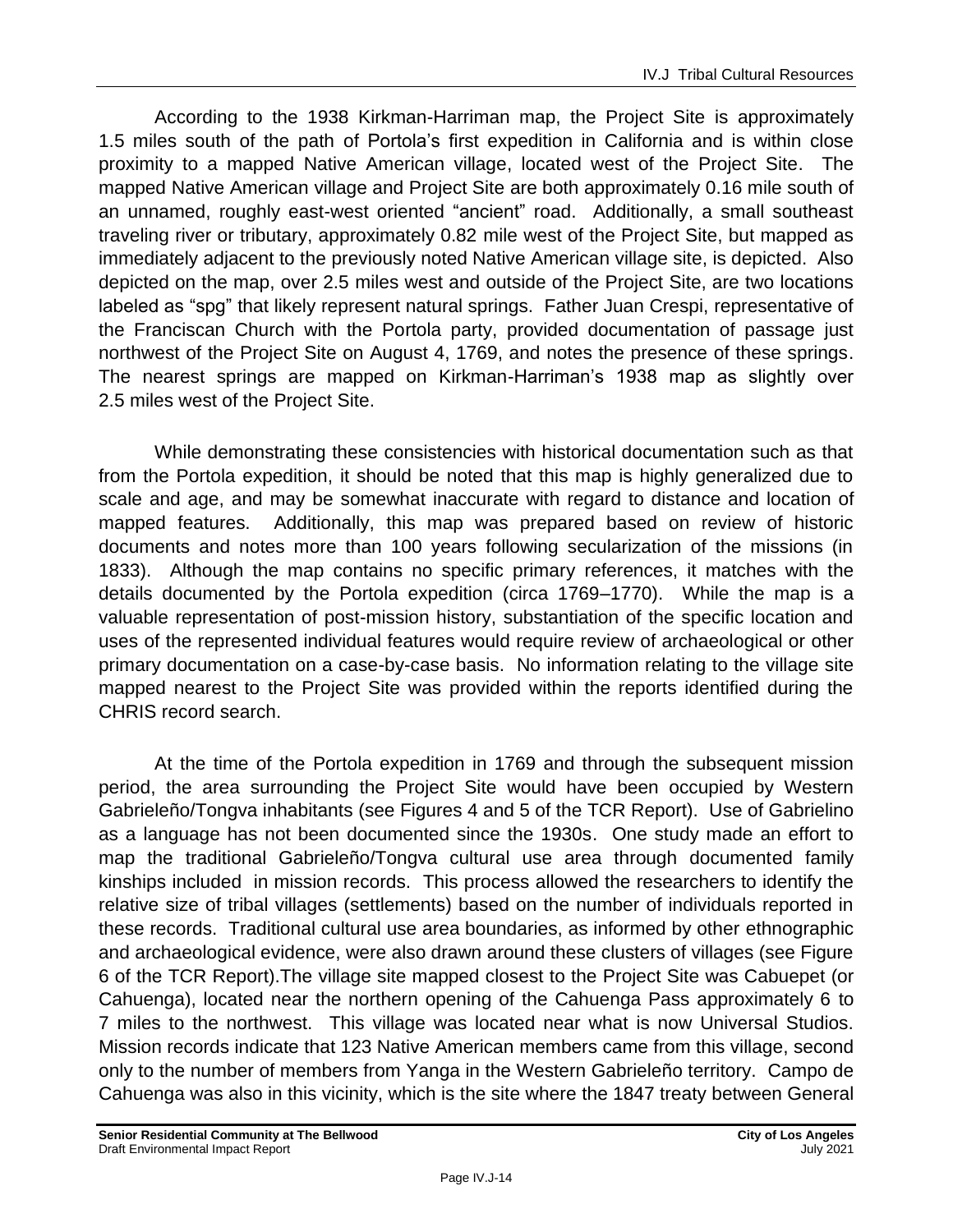According to the 1938 Kirkman-Harriman map, the Project Site is approximately 1.5 miles south of the path of Portola's first expedition in California and is within close proximity to a mapped Native American village, located west of the Project Site. The mapped Native American village and Project Site are both approximately 0.16 mile south of an unnamed, roughly east-west oriented "ancient" road. Additionally, a small southeast traveling river or tributary, approximately 0.82 mile west of the Project Site, but mapped as immediately adjacent to the previously noted Native American village site, is depicted. Also depicted on the map, over 2.5 miles west and outside of the Project Site, are two locations labeled as "spg" that likely represent natural springs. Father Juan Crespi, representative of the Franciscan Church with the Portola party, provided documentation of passage just northwest of the Project Site on August 4, 1769, and notes the presence of these springs. The nearest springs are mapped on Kirkman-Harriman's 1938 map as slightly over 2.5 miles west of the Project Site.

While demonstrating these consistencies with historical documentation such as that from the Portola expedition, it should be noted that this map is highly generalized due to scale and age, and may be somewhat inaccurate with regard to distance and location of mapped features. Additionally, this map was prepared based on review of historic documents and notes more than 100 years following secularization of the missions (in 1833). Although the map contains no specific primary references, it matches with the details documented by the Portola expedition (circa 1769–1770). While the map is a valuable representation of post-mission history, substantiation of the specific location and uses of the represented individual features would require review of archaeological or other primary documentation on a case-by-case basis. No information relating to the village site mapped nearest to the Project Site was provided within the reports identified during the CHRIS record search.

At the time of the Portola expedition in 1769 and through the subsequent mission period, the area surrounding the Project Site would have been occupied by Western Gabrieleño/Tongva inhabitants (see Figures 4 and 5 of the TCR Report). Use of Gabrielino as a language has not been documented since the 1930s. One study made an effort to map the traditional Gabrieleño/Tongva cultural use area through documented family kinships included in mission records. This process allowed the researchers to identify the relative size of tribal villages (settlements) based on the number of individuals reported in these records. Traditional cultural use area boundaries, as informed by other ethnographic and archaeological evidence, were also drawn around these clusters of villages (see Figure 6 of the TCR Report).The village site mapped closest to the Project Site was Cabuepet (or Cahuenga), located near the northern opening of the Cahuenga Pass approximately 6 to 7 miles to the northwest. This village was located near what is now Universal Studios. Mission records indicate that 123 Native American members came from this village, second only to the number of members from Yanga in the Western Gabrieleño territory. Campo de Cahuenga was also in this vicinity, which is the site where the 1847 treaty between General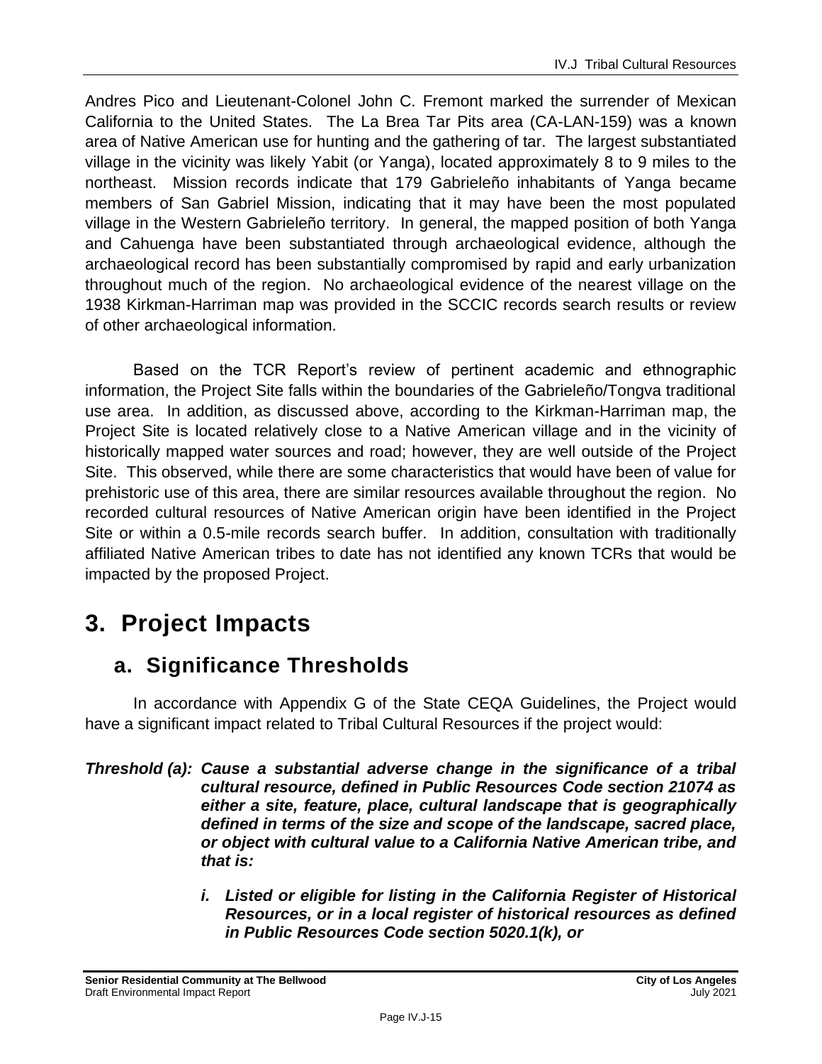Andres Pico and Lieutenant-Colonel John C. Fremont marked the surrender of Mexican California to the United States. The La Brea Tar Pits area (CA-LAN-159) was a known area of Native American use for hunting and the gathering of tar. The largest substantiated village in the vicinity was likely Yabit (or Yanga), located approximately 8 to 9 miles to the northeast. Mission records indicate that 179 Gabrieleño inhabitants of Yanga became members of San Gabriel Mission, indicating that it may have been the most populated village in the Western Gabrieleño territory. In general, the mapped position of both Yanga and Cahuenga have been substantiated through archaeological evidence, although the archaeological record has been substantially compromised by rapid and early urbanization throughout much of the region. No archaeological evidence of the nearest village on the 1938 Kirkman-Harriman map was provided in the SCCIC records search results or review of other archaeological information.

Based on the TCR Report's review of pertinent academic and ethnographic information, the Project Site falls within the boundaries of the Gabrieleño/Tongva traditional use area. In addition, as discussed above, according to the Kirkman-Harriman map, the Project Site is located relatively close to a Native American village and in the vicinity of historically mapped water sources and road; however, they are well outside of the Project Site. This observed, while there are some characteristics that would have been of value for prehistoric use of this area, there are similar resources available throughout the region. No recorded cultural resources of Native American origin have been identified in the Project Site or within a 0.5-mile records search buffer. In addition, consultation with traditionally affiliated Native American tribes to date has not identified any known TCRs that would be impacted by the proposed Project.

# 3. Project Impacts

## a. Significance Thresholds

In accordance with Appendix G of the State CEQA Guidelines, the Project would have a significant impact related to Tribal Cultural Resources if the project would:

***Threshold (a): Cause a substantial adverse change in the significance of a tribal cultural resource, defined in Public Resources Code section 21074 as either a site, feature, place, cultural landscape that is geographically defined in terms of the size and scope of the landscape, sacred place, or object with cultural value to a California Native American tribe, and that is:***

> ***i. Listed or eligible for listing in the California Register of Historical Resources, or in a local register of historical resources as defined in Public Resources Code section 5020.1(k), or***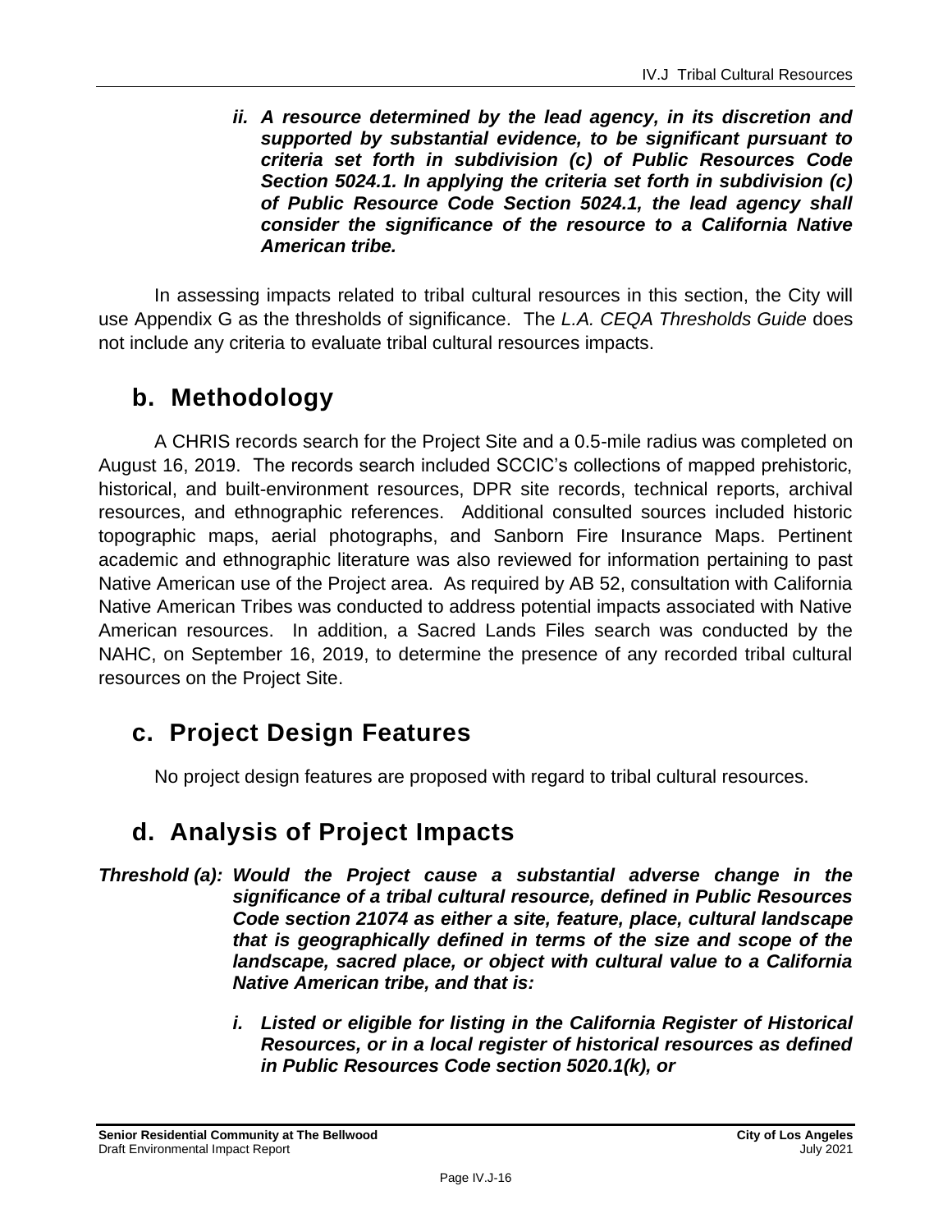***ii. A resource determined by the lead agency, in its discretion and supported by substantial evidence, to be significant pursuant to criteria set forth in subdivision (c) of Public Resources Code Section 5024.1. In applying the criteria set forth in subdivision (c) of Public Resource Code Section 5024.1, the lead agency shall consider the significance of the resource to a California Native American tribe.***

In assessing impacts related to tribal cultural resources in this section, the City will use Appendix G as the thresholds of significance. The *L.A. CEQA Thresholds Guide* does not include any criteria to evaluate tribal cultural resources impacts.

## b. Methodology

A CHRIS records search for the Project Site and a 0.5-mile radius was completed on August 16, 2019. The records search included SCCIC's collections of mapped prehistoric, historical, and built-environment resources, DPR site records, technical reports, archival resources, and ethnographic references. Additional consulted sources included historic topographic maps, aerial photographs, and Sanborn Fire Insurance Maps. Pertinent academic and ethnographic literature was also reviewed for information pertaining to past Native American use of the Project area. As required by AB 52, consultation with California Native American Tribes was conducted to address potential impacts associated with Native American resources. In addition, a Sacred Lands Files search was conducted by the NAHC, on September 16, 2019, to determine the presence of any recorded tribal cultural resources on the Project Site.

## c. Project Design Features

No project design features are proposed with regard to tribal cultural resources.

## d. Analysis of Project Impacts

***Threshold (a): Would the Project cause a substantial adverse change in the significance of a tribal cultural resource, defined in Public Resources Code section 21074 as either a site, feature, place, cultural landscape that is geographically defined in terms of the size and scope of the landscape, sacred place, or object with cultural value to a California Native American tribe, and that is:***

***i. Listed or eligible for listing in the California Register of Historical Resources, or in a local register of historical resources as defined in Public Resources Code section 5020.1(k), or***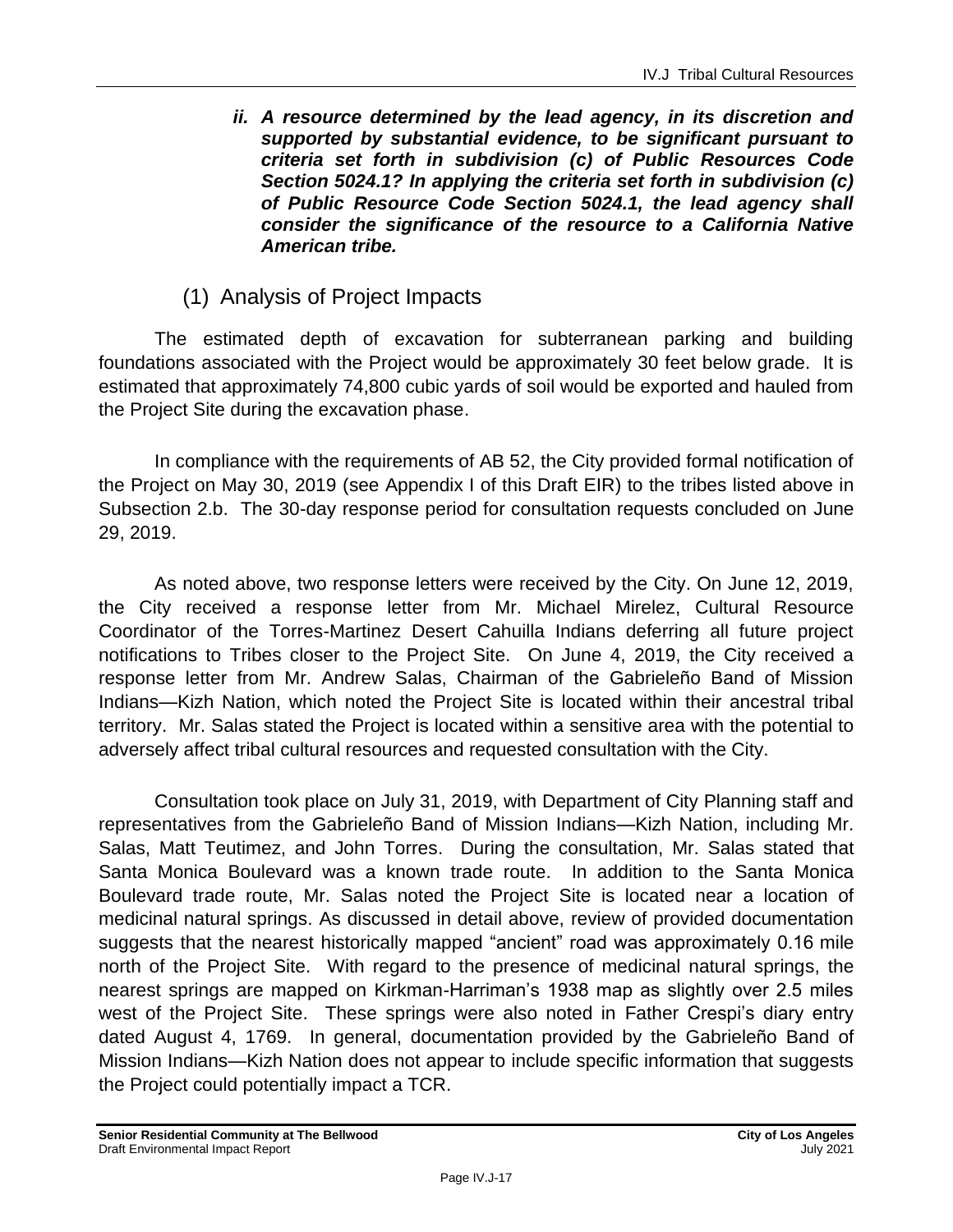***ii. A resource determined by the lead agency, in its discretion and supported by substantial evidence, to be significant pursuant to criteria set forth in subdivision (c) of Public Resources Code Section 5024.1? In applying the criteria set forth in subdivision (c) of Public Resource Code Section 5024.1, the lead agency shall consider the significance of the resource to a California Native American tribe.***

### (1) Analysis of Project Impacts

The estimated depth of excavation for subterranean parking and building foundations associated with the Project would be approximately 30 feet below grade. It is estimated that approximately 74,800 cubic yards of soil would be exported and hauled from the Project Site during the excavation phase.

In compliance with the requirements of AB 52, the City provided formal notification of the Project on May 30, 2019 (see Appendix I of this Draft EIR) to the tribes listed above in Subsection 2.b. The 30-day response period for consultation requests concluded on June 29, 2019.

As noted above, two response letters were received by the City. On June 12, 2019, the City received a response letter from Mr. Michael Mirelez, Cultural Resource Coordinator of the Torres-Martinez Desert Cahuilla Indians deferring all future project notifications to Tribes closer to the Project Site. On June 4, 2019, the City received a response letter from Mr. Andrew Salas, Chairman of the Gabrieleño Band of Mission Indians—Kizh Nation, which noted the Project Site is located within their ancestral tribal territory. Mr. Salas stated the Project is located within a sensitive area with the potential to adversely affect tribal cultural resources and requested consultation with the City.

Consultation took place on July 31, 2019, with Department of City Planning staff and representatives from the Gabrieleño Band of Mission Indians—Kizh Nation, including Mr. Salas, Matt Teutimez, and John Torres. During the consultation, Mr. Salas stated that Santa Monica Boulevard was a known trade route. In addition to the Santa Monica Boulevard trade route, Mr. Salas noted the Project Site is located near a location of medicinal natural springs. As discussed in detail above, review of provided documentation suggests that the nearest historically mapped "ancient" road was approximately 0.16 mile north of the Project Site. With regard to the presence of medicinal natural springs, the nearest springs are mapped on Kirkman-Harriman's 1938 map as slightly over 2.5 miles west of the Project Site. These springs were also noted in Father Crespi's diary entry dated August 4, 1769. In general, documentation provided by the Gabrieleño Band of Mission Indians—Kizh Nation does not appear to include specific information that suggests the Project could potentially impact a TCR.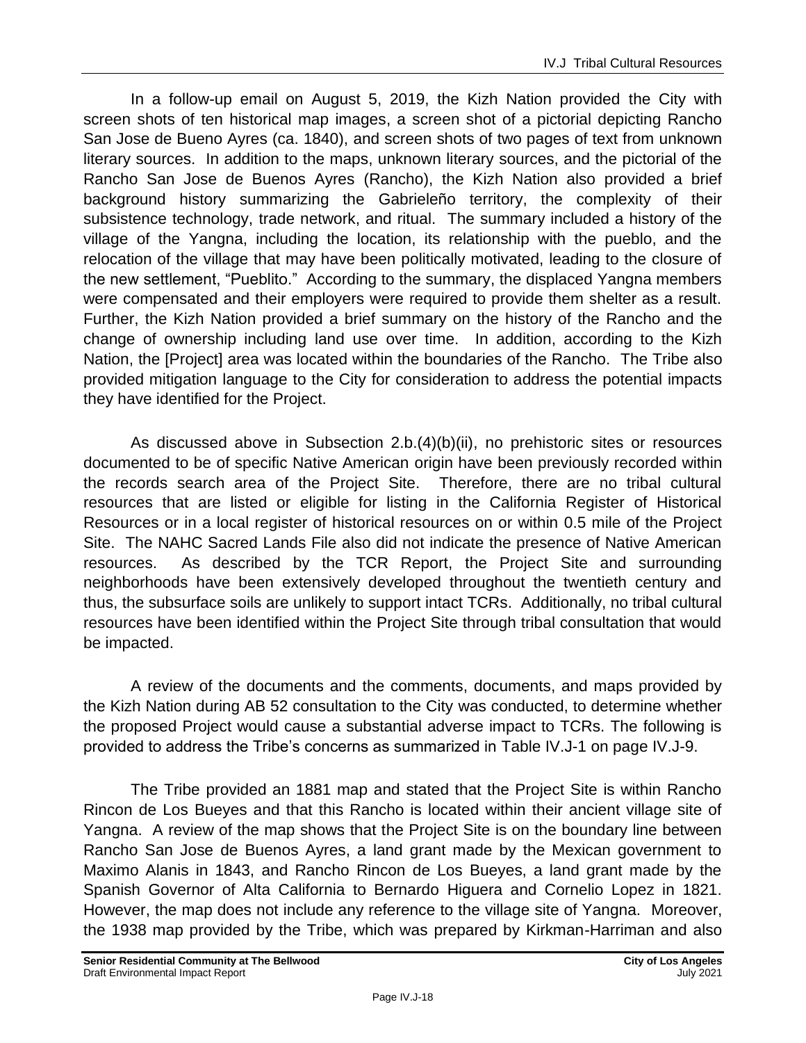In a follow-up email on August 5, 2019, the Kizh Nation provided the City with screen shots of ten historical map images, a screen shot of a pictorial depicting Rancho San Jose de Bueno Ayres (ca. 1840), and screen shots of two pages of text from unknown literary sources. In addition to the maps, unknown literary sources, and the pictorial of the Rancho San Jose de Buenos Ayres (Rancho), the Kizh Nation also provided a brief background history summarizing the Gabrieleño territory, the complexity of their subsistence technology, trade network, and ritual. The summary included a history of the village of the Yangna, including the location, its relationship with the pueblo, and the relocation of the village that may have been politically motivated, leading to the closure of the new settlement, "Pueblito." According to the summary, the displaced Yangna members were compensated and their employers were required to provide them shelter as a result. Further, the Kizh Nation provided a brief summary on the history of the Rancho and the change of ownership including land use over time. In addition, according to the Kizh Nation, the [Project] area was located within the boundaries of the Rancho. The Tribe also provided mitigation language to the City for consideration to address the potential impacts they have identified for the Project.

As discussed above in Subsection 2.b.(4)(b)(ii), no prehistoric sites or resources documented to be of specific Native American origin have been previously recorded within the records search area of the Project Site. Therefore, there are no tribal cultural resources that are listed or eligible for listing in the California Register of Historical Resources or in a local register of historical resources on or within 0.5 mile of the Project Site. The NAHC Sacred Lands File also did not indicate the presence of Native American resources. As described by the TCR Report, the Project Site and surrounding neighborhoods have been extensively developed throughout the twentieth century and thus, the subsurface soils are unlikely to support intact TCRs. Additionally, no tribal cultural resources have been identified within the Project Site through tribal consultation that would be impacted.

A review of the documents and the comments, documents, and maps provided by the Kizh Nation during AB 52 consultation to the City was conducted, to determine whether the proposed Project would cause a substantial adverse impact to TCRs. The following is provided to address the Tribe's concerns as summarized in Table IV.J-1 on page IV.J-9.

The Tribe provided an 1881 map and stated that the Project Site is within Rancho Rincon de Los Bueyes and that this Rancho is located within their ancient village site of Yangna. A review of the map shows that the Project Site is on the boundary line between Rancho San Jose de Buenos Ayres, a land grant made by the Mexican government to Maximo Alanis in 1843, and Rancho Rincon de Los Bueyes, a land grant made by the Spanish Governor of Alta California to Bernardo Higuera and Cornelio Lopez in 1821. However, the map does not include any reference to the village site of Yangna. Moreover, the 1938 map provided by the Tribe, which was prepared by Kirkman-Harriman and also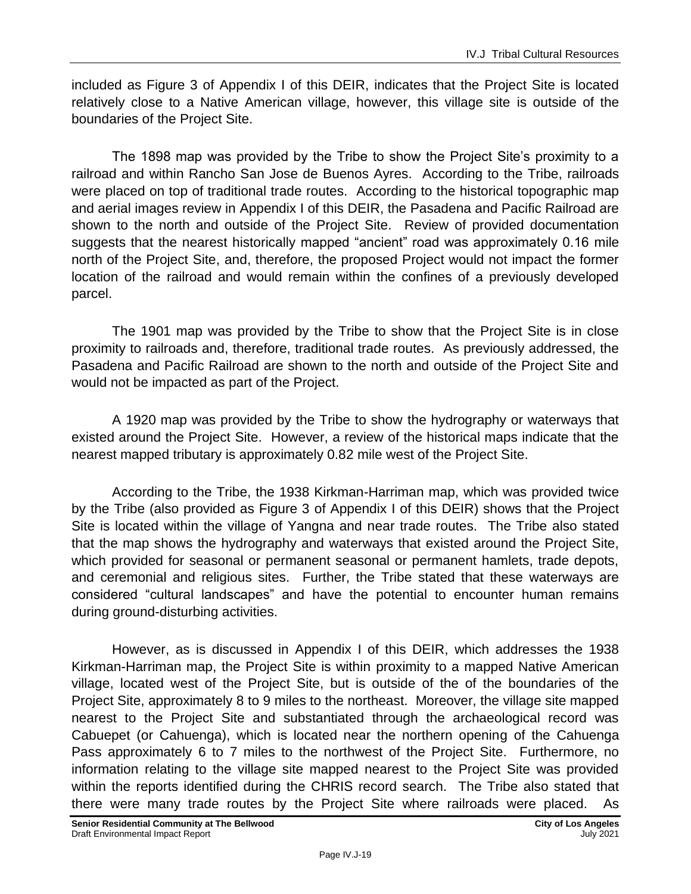included as Figure 3 of Appendix I of this DEIR, indicates that the Project Site is located relatively close to a Native American village, however, this village site is outside of the boundaries of the Project Site.

The 1898 map was provided by the Tribe to show the Project Site's proximity to a railroad and within Rancho San Jose de Buenos Ayres. According to the Tribe, railroads were placed on top of traditional trade routes. According to the historical topographic map and aerial images review in Appendix I of this DEIR, the Pasadena and Pacific Railroad are shown to the north and outside of the Project Site. Review of provided documentation suggests that the nearest historically mapped "ancient" road was approximately 0.16 mile north of the Project Site, and, therefore, the proposed Project would not impact the former location of the railroad and would remain within the confines of a previously developed parcel.

The 1901 map was provided by the Tribe to show that the Project Site is in close proximity to railroads and, therefore, traditional trade routes. As previously addressed, the Pasadena and Pacific Railroad are shown to the north and outside of the Project Site and would not be impacted as part of the Project.

A 1920 map was provided by the Tribe to show the hydrography or waterways that existed around the Project Site. However, a review of the historical maps indicate that the nearest mapped tributary is approximately 0.82 mile west of the Project Site.

According to the Tribe, the 1938 Kirkman-Harriman map, which was provided twice by the Tribe (also provided as Figure 3 of Appendix I of this DEIR) shows that the Project Site is located within the village of Yangna and near trade routes. The Tribe also stated that the map shows the hydrography and waterways that existed around the Project Site, which provided for seasonal or permanent seasonal or permanent hamlets, trade depots, and ceremonial and religious sites. Further, the Tribe stated that these waterways are considered "cultural landscapes" and have the potential to encounter human remains during ground-disturbing activities.

However, as is discussed in Appendix I of this DEIR, which addresses the 1938 Kirkman-Harriman map, the Project Site is within proximity to a mapped Native American village, located west of the Project Site, but is outside of the of the boundaries of the Project Site, approximately 8 to 9 miles to the northeast. Moreover, the village site mapped nearest to the Project Site and substantiated through the archaeological record was Cabuepet (or Cahuenga), which is located near the northern opening of the Cahuenga Pass approximately 6 to 7 miles to the northwest of the Project Site. Furthermore, no information relating to the village site mapped nearest to the Project Site was provided within the reports identified during the CHRIS record search. The Tribe also stated that there were many trade routes by the Project Site where railroads were placed. As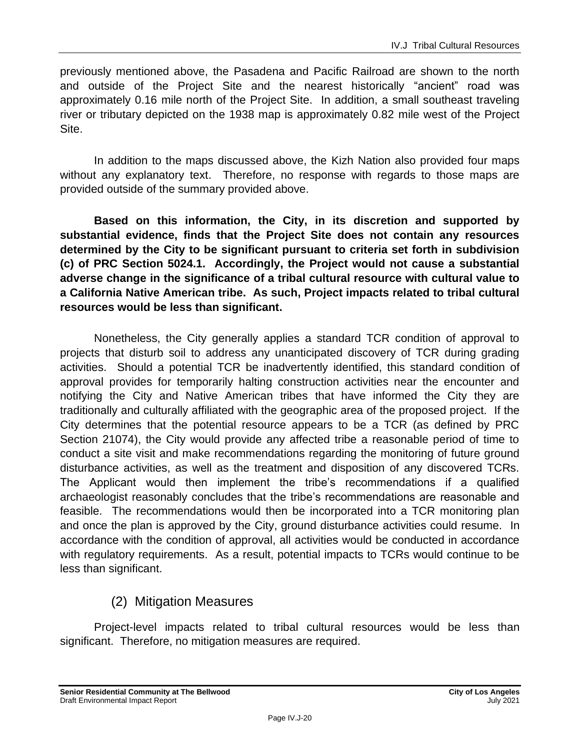previously mentioned above, the Pasadena and Pacific Railroad are shown to the north and outside of the Project Site and the nearest historically "ancient" road was approximately 0.16 mile north of the Project Site. In addition, a small southeast traveling river or tributary depicted on the 1938 map is approximately 0.82 mile west of the Project Site.

In addition to the maps discussed above, the Kizh Nation also provided four maps without any explanatory text. Therefore, no response with regards to those maps are provided outside of the summary provided above.

**Based on this information, the City, in its discretion and supported by substantial evidence, finds that the Project Site does not contain any resources determined by the City to be significant pursuant to criteria set forth in subdivision (c) of PRC Section 5024.1. Accordingly, the Project would not cause a substantial adverse change in the significance of a tribal cultural resource with cultural value to a California Native American tribe. As such, Project impacts related to tribal cultural resources would be less than significant.**

Nonetheless, the City generally applies a standard TCR condition of approval to projects that disturb soil to address any unanticipated discovery of TCR during grading activities. Should a potential TCR be inadvertently identified, this standard condition of approval provides for temporarily halting construction activities near the encounter and notifying the City and Native American tribes that have informed the City they are traditionally and culturally affiliated with the geographic area of the proposed project. If the City determines that the potential resource appears to be a TCR (as defined by PRC Section 21074), the City would provide any affected tribe a reasonable period of time to conduct a site visit and make recommendations regarding the monitoring of future ground disturbance activities, as well as the treatment and disposition of any discovered TCRs. The Applicant would then implement the tribe's recommendations if a qualified archaeologist reasonably concludes that the tribe's recommendations are reasonable and feasible. The recommendations would then be incorporated into a TCR monitoring plan and once the plan is approved by the City, ground disturbance activities could resume. In accordance with the condition of approval, all activities would be conducted in accordance with regulatory requirements. As a result, potential impacts to TCRs would continue to be less than significant.

### (2) Mitigation Measures

Project-level impacts related to tribal cultural resources would be less than significant. Therefore, no mitigation measures are required.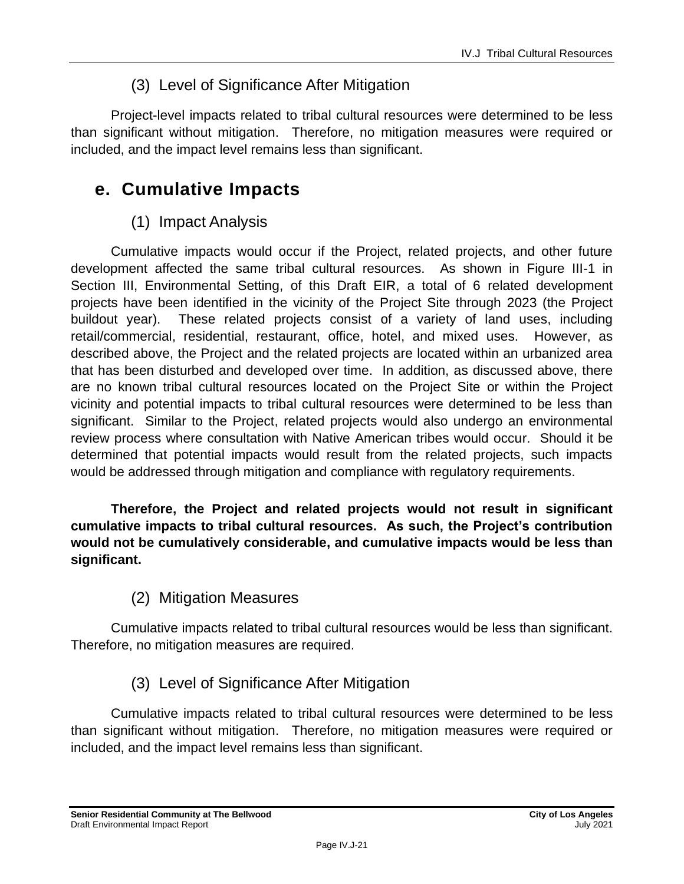### (3) Level of Significance After Mitigation

Project-level impacts related to tribal cultural resources were determined to be less than significant without mitigation. Therefore, no mitigation measures were required or included, and the impact level remains less than significant.

## e. Cumulative Impacts

### (1) Impact Analysis

Cumulative impacts would occur if the Project, related projects, and other future development affected the same tribal cultural resources. As shown in Figure III-1 in Section III, Environmental Setting, of this Draft EIR, a total of 6 related development projects have been identified in the vicinity of the Project Site through 2023 (the Project buildout year). These related projects consist of a variety of land uses, including retail/commercial, residential, restaurant, office, hotel, and mixed uses. However, as described above, the Project and the related projects are located within an urbanized area that has been disturbed and developed over time. In addition, as discussed above, there are no known tribal cultural resources located on the Project Site or within the Project vicinity and potential impacts to tribal cultural resources were determined to be less than significant. Similar to the Project, related projects would also undergo an environmental review process where consultation with Native American tribes would occur. Should it be determined that potential impacts would result from the related projects, such impacts would be addressed through mitigation and compliance with regulatory requirements.

**Therefore, the Project and related projects would not result in significant cumulative impacts to tribal cultural resources. As such, the Project's contribution would not be cumulatively considerable, and cumulative impacts would be less than significant.**

### (2) Mitigation Measures

Cumulative impacts related to tribal cultural resources would be less than significant. Therefore, no mitigation measures are required.

### (3) Level of Significance After Mitigation

Cumulative impacts related to tribal cultural resources were determined to be less than significant without mitigation. Therefore, no mitigation measures were required or included, and the impact level remains less than significant.